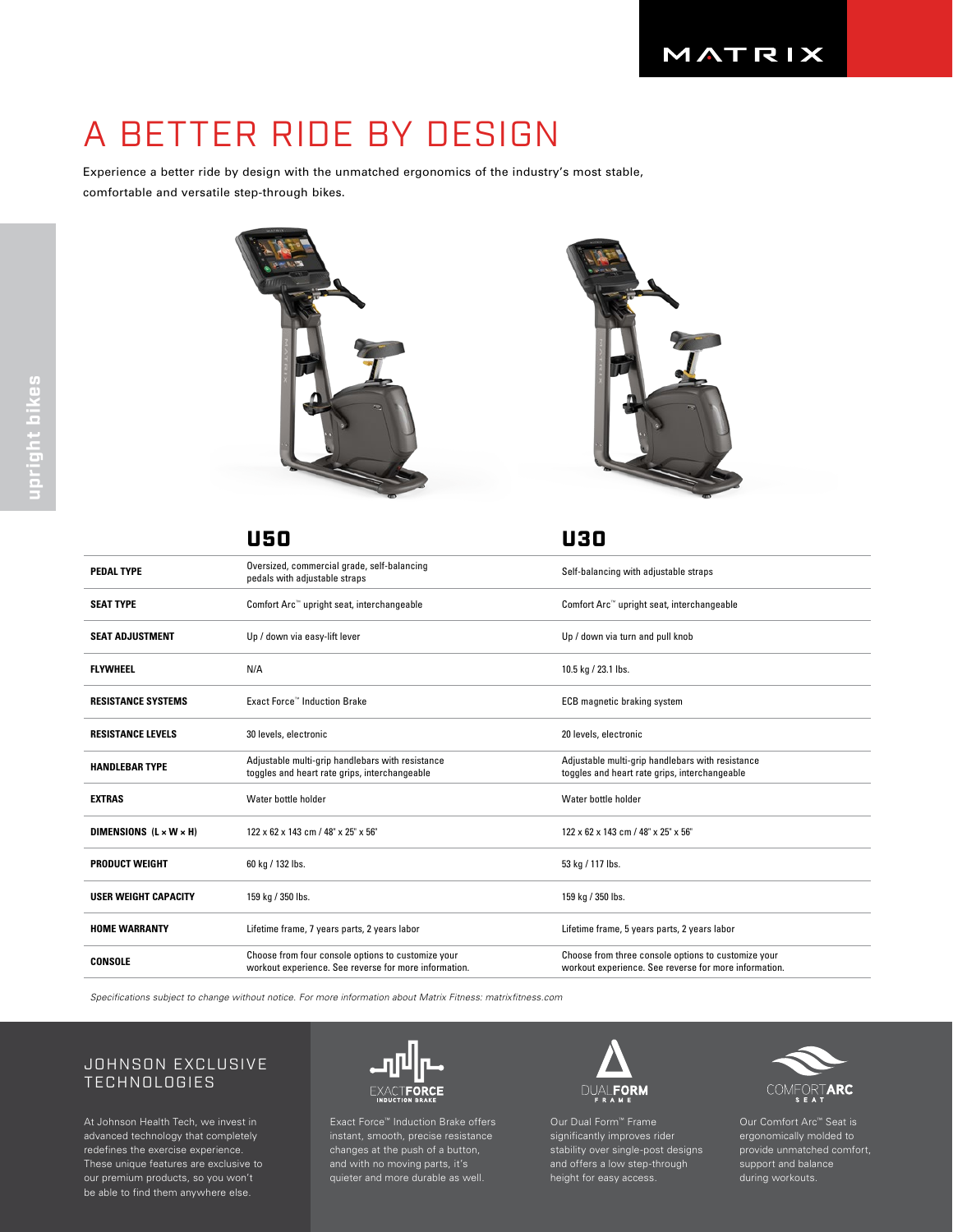# A BETTER RIDE BY DESIGN

Experience a better ride by design with the unmatched ergonomics of the industry's most stable, comfortable and versatile step-through bikes.

upright bikes

| | U50 | U30 |
|---|---|---|
| **PEDAL TYPE** | Oversized, commercial grade, self-balancing pedals with adjustable straps | Self-balancing with adjustable straps |
| **SEAT TYPE** | Comfort Arc™ upright seat, interchangeable | Comfort Arc™ upright seat, interchangeable |
| **SEAT ADJUSTMENT** | Up / down via easy-lift lever | Up / down via turn and pull knob |
| **FLYWHEEL** | N/A | 10.5 kg / 23.1 lbs. |
| **RESISTANCE SYSTEMS** | Exact Force™ Induction Brake | ECB magnetic braking system |
| **RESISTANCE LEVELS** | 30 levels, electronic | 20 levels, electronic |
| **HANDLEBAR TYPE** | Adjustable multi-grip handlebars with resistance toggles and heart rate grips, interchangeable | Adjustable multi-grip handlebars with resistance toggles and heart rate grips, interchangeable |
| **EXTRAS** | Water bottle holder | Water bottle holder |
| **DIMENSIONS (L × W × H)** | 122 x 62 x 143 cm / 48" x 25" x 56" | 122 x 62 x 143 cm / 48" x 25" x 56" |
| **PRODUCT WEIGHT** | 60 kg / 132 lbs. | 53 kg / 117 lbs. |
| **USER WEIGHT CAPACITY** | 159 kg / 350 lbs. | 159 kg / 350 lbs. |
| **HOME WARRANTY** | Lifetime frame, 7 years parts, 2 years labor | Lifetime frame, 5 years parts, 2 years labor |
| **CONSOLE** | Choose from four console options to customize your workout experience. See reverse for more information. | Choose from three console options to customize your workout experience. See reverse for more information. |

*Specifications subject to change without notice. For more information about Matrix Fitness: matrixfitness.com*

## JOHNSON EXCLUSIVE TECHNOLOGIES

At Johnson Health Tech, we invest in advanced technology that completely redefines the exercise experience. These unique features are exclusive to our premium products, so you won't be able to find them anywhere else.

**EXACTFORCE INDUCTION BRAKE**

Exact Force™ Induction Brake offers instant, smooth, precise resistance changes at the push of a button, and with no moving parts, it's quieter and more durable as well.

**DUALFORM FRAME**

Our Dual Form™ Frame significantly improves rider stability over single-post designs and offers a low step-through height for easy access.

**COMFORTARC SEAT**

Our Comfort Arc™ Seat is ergonomically molded to provide unmatched comfort, support and balance during workouts.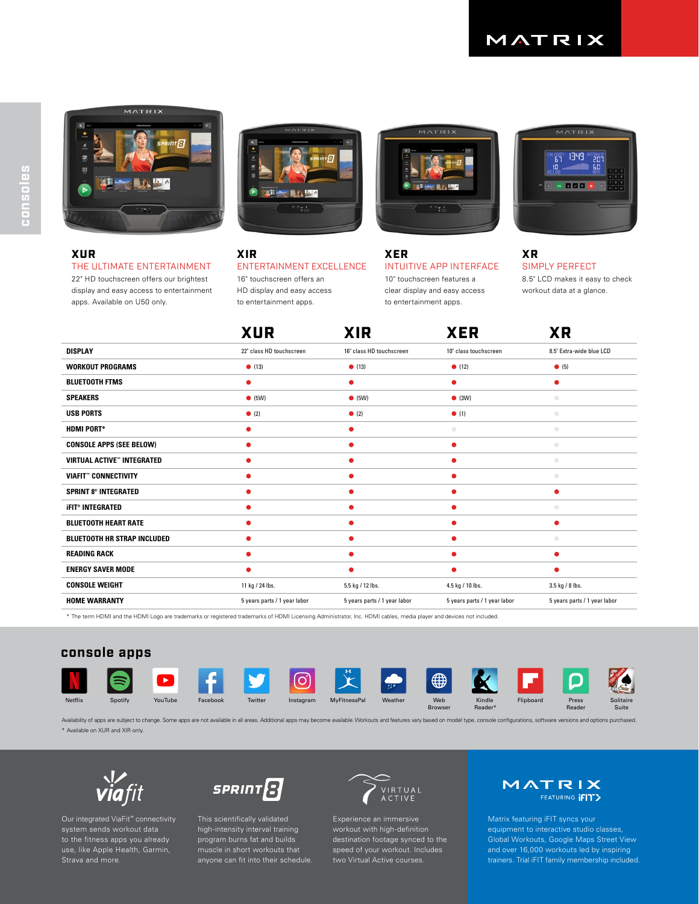consoles

### XUR
THE ULTIMATE ENTERTAINMENT

22" HD touchscreen offers our brightest display and easy access to entertainment apps. Available on U50 only.

### XIR
ENTERTAINMENT EXCELLENCE

16" touchscreen offers an HD display and easy access to entertainment apps.

### XER
INTUITIVE APP INTERFACE

10" touchscreen features a clear display and easy access to entertainment apps.

### XR
SIMPLY PERFECT

8.5" LCD makes it easy to check workout data at a glance.

| | XUR | XIR | XER | XR |
|---|---|---|---|---|
| DISPLAY | 22" class HD touchscreen | 16" class HD touchscreen | 10" class touchscreen | 8.5" Extra-wide blue LCD |
| WORKOUT PROGRAMS | ● (13) | ● (13) | ● (12) | ● (5) |
| BLUETOOTH FTMS | ● | ● | ● | ● |
| SPEAKERS | ● (5W) | ● (5W) | ● (3W) | |
| USB PORTS | ● (2) | ● (2) | ● (1) | |
| HDMI PORT* | ● | ● | | |
| CONSOLE APPS (SEE BELOW) | ● | ● | ● | |
| VIRTUAL ACTIVE™ INTEGRATED | ● | ● | ● | |
| VIAFIT™ CONNECTIVITY | ● | ● | ● | |
| SPRINT 8® INTEGRATED | ● | ● | ● | ● |
| iFIT® INTEGRATED | ● | ● | ● | |
| BLUETOOTH HEART RATE | ● | ● | ● | ● |
| BLUETOOTH HR STRAP INCLUDED | ● | ● | ● | |
| READING RACK | ● | ● | ● | ● |
| ENERGY SAVER MODE | ● | ● | ● | ● |
| CONSOLE WEIGHT | 11 kg / 24 lbs. | 5.5 kg / 12 lbs. | 4.5 kg / 10 lbs. | 3.5 kg / 8 lbs. |
| HOME WARRANTY | 5 years parts / 1 year labor | 5 years parts / 1 year labor | 5 years parts / 1 year labor | 5 years parts / 1 year labor |

* The term HDMI and the HDMI Logo are trademarks or registered trademarks of HDMI Licensing Administrator, Inc. HDMI cables, media player and devices not included.

## console apps

Netflix, Spotify, YouTube, Facebook, Twitter, Instagram, MyFitnessPal, Weather, Web Browser, Kindle Reader*, Flipboard, Press Reader, Solitaire Suite

Availability of apps are subject to change. Some apps are not available in all areas. Additional apps may become available. Workouts and features vary based on model type, console configurations, software versions and options purchased.

* Available on XUR and XIR only.

**viafit**

Our integrated ViaFit™ connectivity system sends workout data to the fitness apps you already use, like Apple Health, Garmin, Strava and more.

**SPRINT 8**

This scientifically validated high-intensity interval training program burns fat and builds muscle in short workouts that anyone can fit into their schedule.

**VIRTUAL ACTIVE**

Experience an immersive workout with high-definition destination footage synced to the speed of your workout. Includes two Virtual Active courses.

**MATRIX FEATURING iFIT**

Matrix featuring iFIT syncs your equipment to interactive studio classes, Global Workouts, Google Maps Street View and over 16,000 workouts led by inspiring trainers. Trial iFIT family membership included.